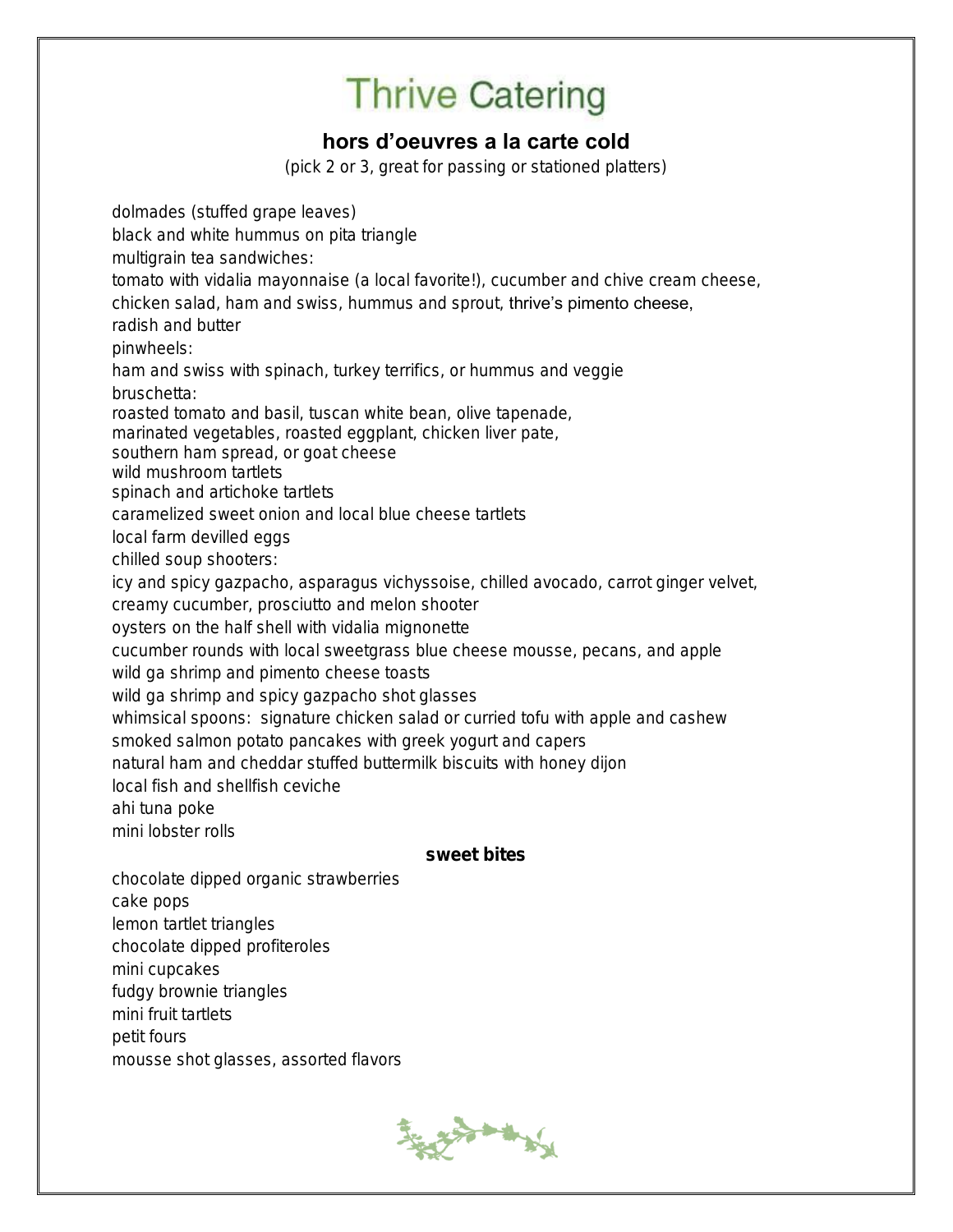# Thrive Catering

## hors d'oeuvres a la carte cold

(pick 2 or 3, great for passing or stationed platters)

dolmades (stuffed grape leaves)

black and white hummus on pita triangle

multigrain tea sandwiches:

tomato with vidalia mayonnaise (a local favorite!), cucumber and chive cream cheese, chicken salad, ham and swiss, hummus and sprout, thrive's pimento cheese, radish and butter

pinwheels:

ham and swiss with spinach, turkey terrifics, or hummus and veggie

bruschetta:

roasted tomato and basil, tuscan white bean, olive tapenade, marinated vegetables, roasted eggplant, chicken liver pate, southern ham spread, or goat cheese

wild mushroom tartlets

spinach and artichoke tartlets

caramelized sweet onion and local blue cheese tartlets

local farm devilled eggs

chilled soup shooters:

icy and spicy gazpacho, asparagus vichyssoise, chilled avocado, carrot ginger velvet, creamy cucumber, prosciutto and melon shooter

oysters on the half shell with vidalia mignonette

cucumber rounds with local sweetgrass blue cheese mousse, pecans, and apple

wild ga shrimp and pimento cheese toasts

wild ga shrimp and spicy gazpacho shot glasses

whimsical spoons: signature chicken salad or curried tofu with apple and cashew

smoked salmon potato pancakes with greek yogurt and capers

natural ham and cheddar stuffed buttermilk biscuits with honey dijon

local fish and shellfish ceviche

ahi tuna poke

mini lobster rolls

### sweet bites

chocolate dipped organic strawberries

cake pops

lemon tartlet triangles

chocolate dipped profiteroles

mini cupcakes

fudgy brownie triangles

mini fruit tartlets

petit fours

mousse shot glasses, assorted flavors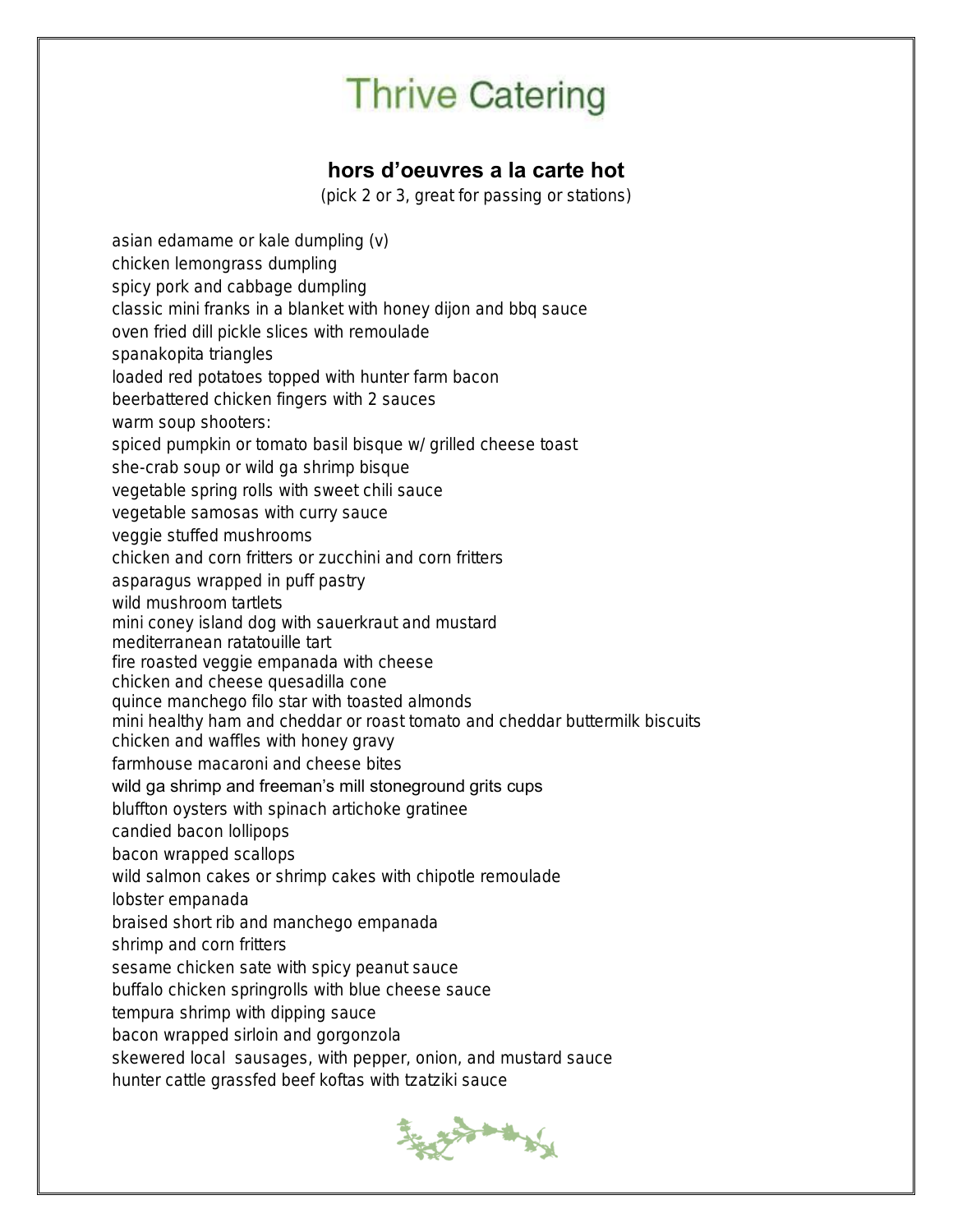# Thrive Catering

## hors d'oeuvres a la carte hot

(pick 2 or 3, great for passing or stations)

asian edamame or kale dumpling (v)
chicken lemongrass dumpling
spicy pork and cabbage dumpling
classic mini franks in a blanket with honey dijon and bbq sauce
oven fried dill pickle slices with remoulade
spanakopita triangles
loaded red potatoes topped with hunter farm bacon
beerbattered chicken fingers with 2 sauces
warm soup shooters:
spiced pumpkin or tomato basil bisque w/ grilled cheese toast
she-crab soup or wild ga shrimp bisque
vegetable spring rolls with sweet chili sauce
vegetable samosas with curry sauce
veggie stuffed mushrooms
chicken and corn fritters or zucchini and corn fritters
asparagus wrapped in puff pastry
wild mushroom tartlets
mini coney island dog with sauerkraut and mustard
mediterranean ratatouille tart
fire roasted veggie empanada with cheese
chicken and cheese quesadilla cone
quince manchego filo star with toasted almonds
mini healthy ham and cheddar or roast tomato and cheddar buttermilk biscuits
chicken and waffles with honey gravy
farmhouse macaroni and cheese bites
wild ga shrimp and freeman's mill stoneground grits cups
bluffton oysters with spinach artichoke gratinee
candied bacon lollipops
bacon wrapped scallops
wild salmon cakes or shrimp cakes with chipotle remoulade
lobster empanada
braised short rib and manchego empanada
shrimp and corn fritters
sesame chicken sate with spicy peanut sauce
buffalo chicken springrolls with blue cheese sauce
tempura shrimp with dipping sauce
bacon wrapped sirloin and gorgonzola
skewered local sausages, with pepper, onion, and mustard sauce
hunter cattle grassfed beef koftas with tzatziki sauce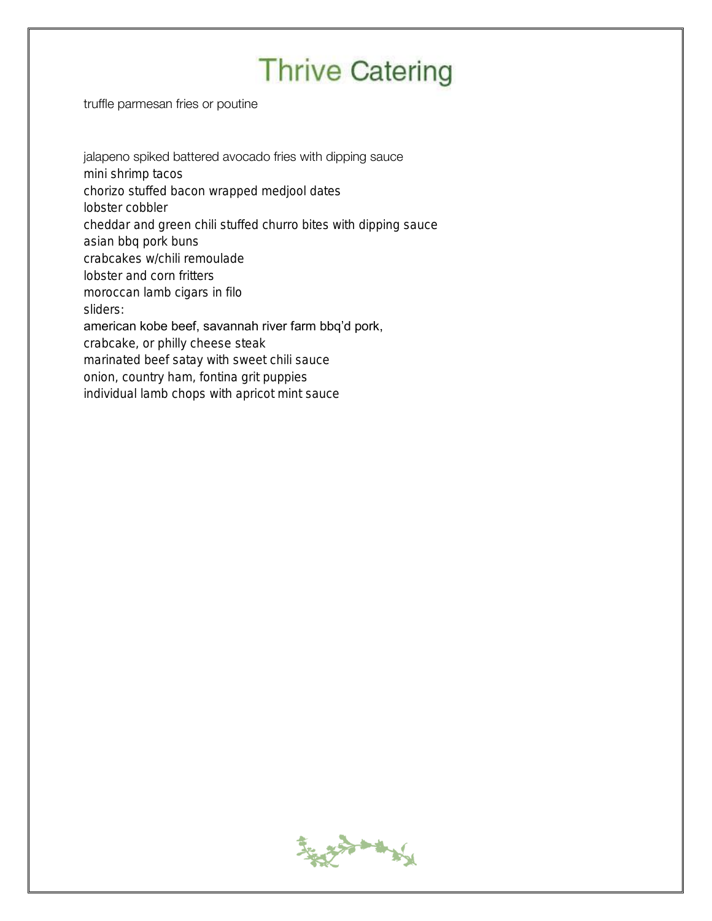# Thrive Catering

truffle parmesan fries or poutine

jalapeno spiked battered avocado fries with dipping sauce
mini shrimp tacos
chorizo stuffed bacon wrapped medjool dates
lobster cobbler
cheddar and green chili stuffed churro bites with dipping sauce
asian bbq pork buns
crabcakes w/chili remoulade
lobster and corn fritters
moroccan lamb cigars in filo
sliders:
american kobe beef, savannah river farm bbq'd pork,
crabcake, or philly cheese steak
marinated beef satay with sweet chili sauce
onion, country ham, fontina grit puppies
individual lamb chops with apricot mint sauce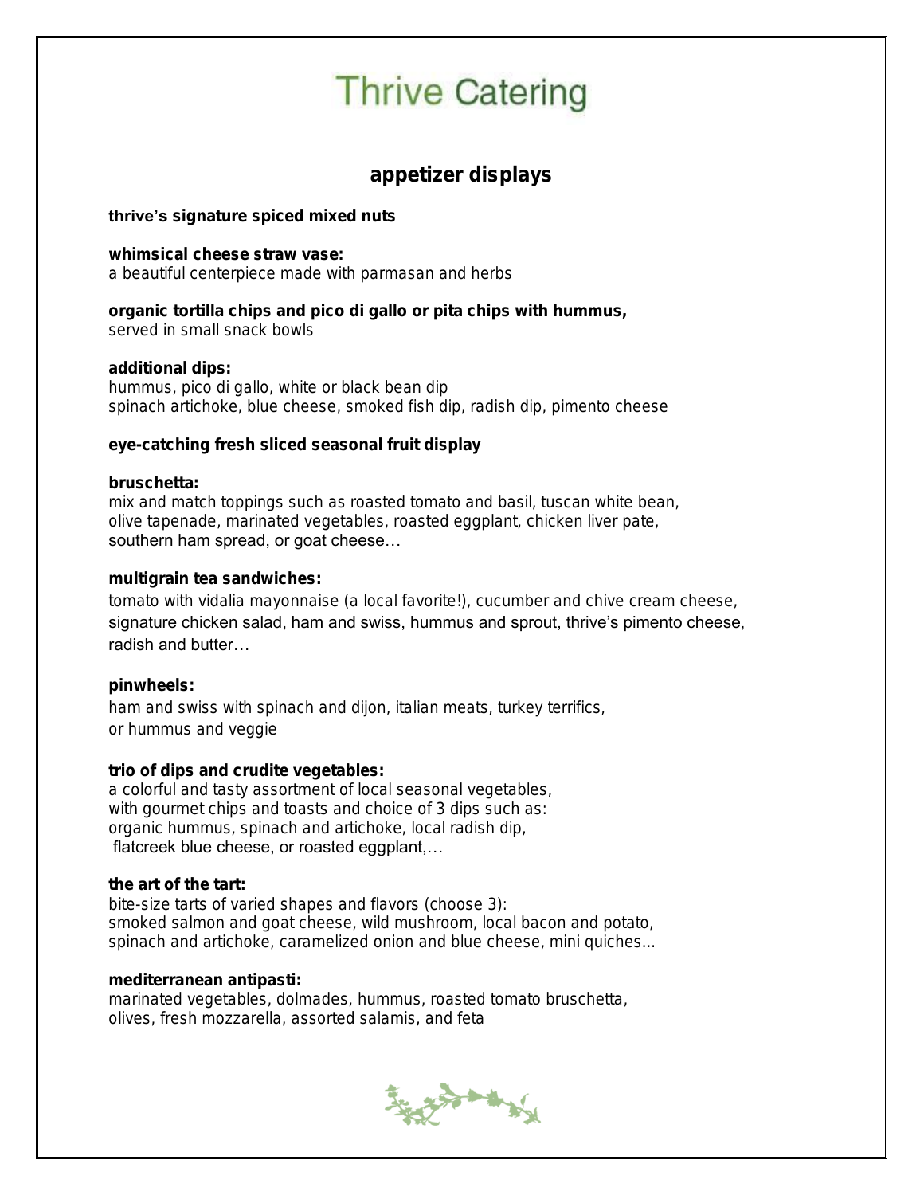# Thrive Catering

## appetizer displays

**thrive's signature spiced mixed nuts**

**whimsical cheese straw vase:**
a beautiful centerpiece made with parmasan and herbs

**organic tortilla chips and pico di gallo or pita chips with hummus,**
served in small snack bowls

**additional dips:**
hummus, pico di gallo, white or black bean dip
spinach artichoke, blue cheese, smoked fish dip, radish dip, pimento cheese

**eye-catching fresh sliced seasonal fruit display**

**bruschetta:**
mix and match toppings such as roasted tomato and basil, tuscan white bean, olive tapenade, marinated vegetables, roasted eggplant, chicken liver pate, southern ham spread, or goat cheese…

**multigrain tea sandwiches:**
tomato with vidalia mayonnaise (a local favorite!), cucumber and chive cream cheese, signature chicken salad, ham and swiss, hummus and sprout, thrive's pimento cheese, radish and butter…

**pinwheels:**
ham and swiss with spinach and dijon, italian meats, turkey terrifics, or hummus and veggie

**trio of dips and crudite vegetables:**
a colorful and tasty assortment of local seasonal vegetables, with gourmet chips and toasts and choice of 3 dips such as: organic hummus, spinach and artichoke, local radish dip, flatcreek blue cheese, or roasted eggplant,…

**the art of the tart:**
bite-size tarts of varied shapes and flavors (choose 3): smoked salmon and goat cheese, wild mushroom, local bacon and potato, spinach and artichoke, caramelized onion and blue cheese, mini quiches...

**mediterranean antipasti:**
marinated vegetables, dolmades, hummus, roasted tomato bruschetta, olives, fresh mozzarella, assorted salamis, and feta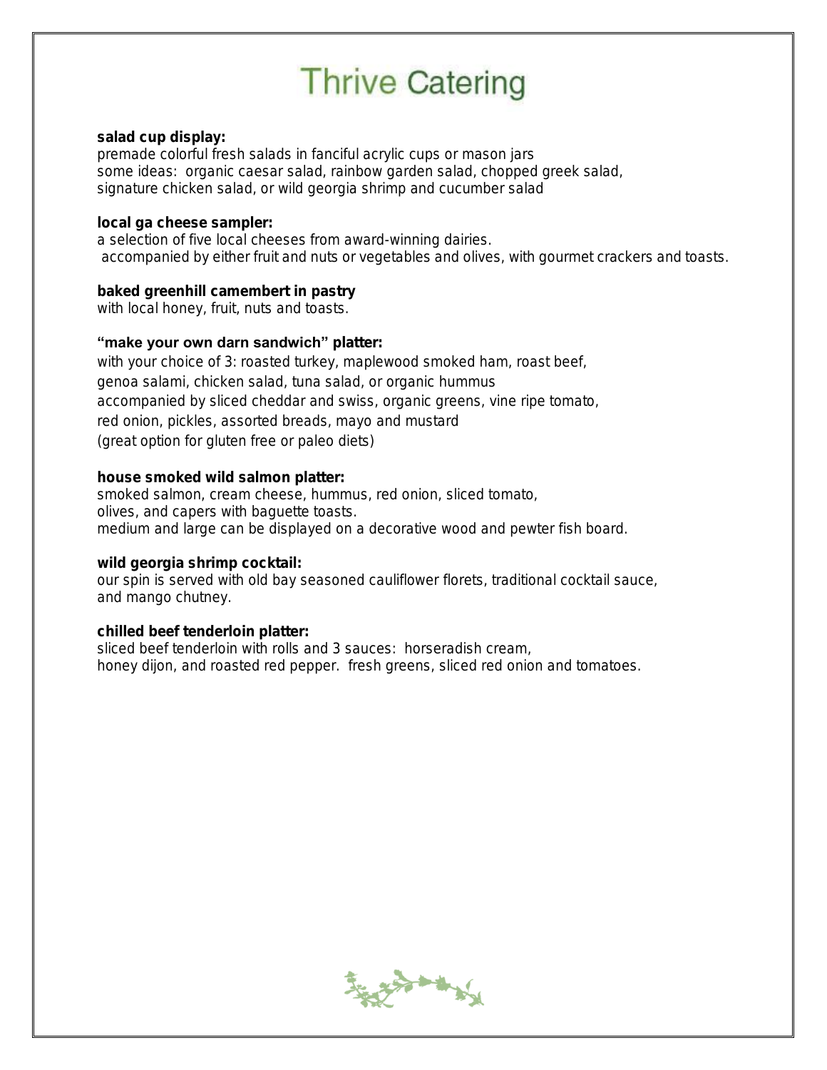# Thrive Catering

**salad cup display:**
premade colorful fresh salads in fanciful acrylic cups or mason jars
some ideas: organic caesar salad, rainbow garden salad, chopped greek salad, signature chicken salad, or wild georgia shrimp and cucumber salad

**local ga cheese sampler:**
a selection of five local cheeses from award-winning dairies.
accompanied by either fruit and nuts or vegetables and olives, with gourmet crackers and toasts.

**baked greenhill camembert in pastry**
with local honey, fruit, nuts and toasts.

**"make your own darn sandwich" platter:**
with your choice of 3: roasted turkey, maplewood smoked ham, roast beef, genoa salami, chicken salad, tuna salad, or organic hummus
accompanied by sliced cheddar and swiss, organic greens, vine ripe tomato, red onion, pickles, assorted breads, mayo and mustard
(great option for gluten free or paleo diets)

**house smoked wild salmon platter:**
smoked salmon, cream cheese, hummus, red onion, sliced tomato, olives, and capers with baguette toasts.
medium and large can be displayed on a decorative wood and pewter fish board.

**wild georgia shrimp cocktail:**
our spin is served with old bay seasoned cauliflower florets, traditional cocktail sauce, and mango chutney.

**chilled beef tenderloin platter:**
sliced beef tenderloin with rolls and 3 sauces: horseradish cream, honey dijon, and roasted red pepper. fresh greens, sliced red onion and tomatoes.